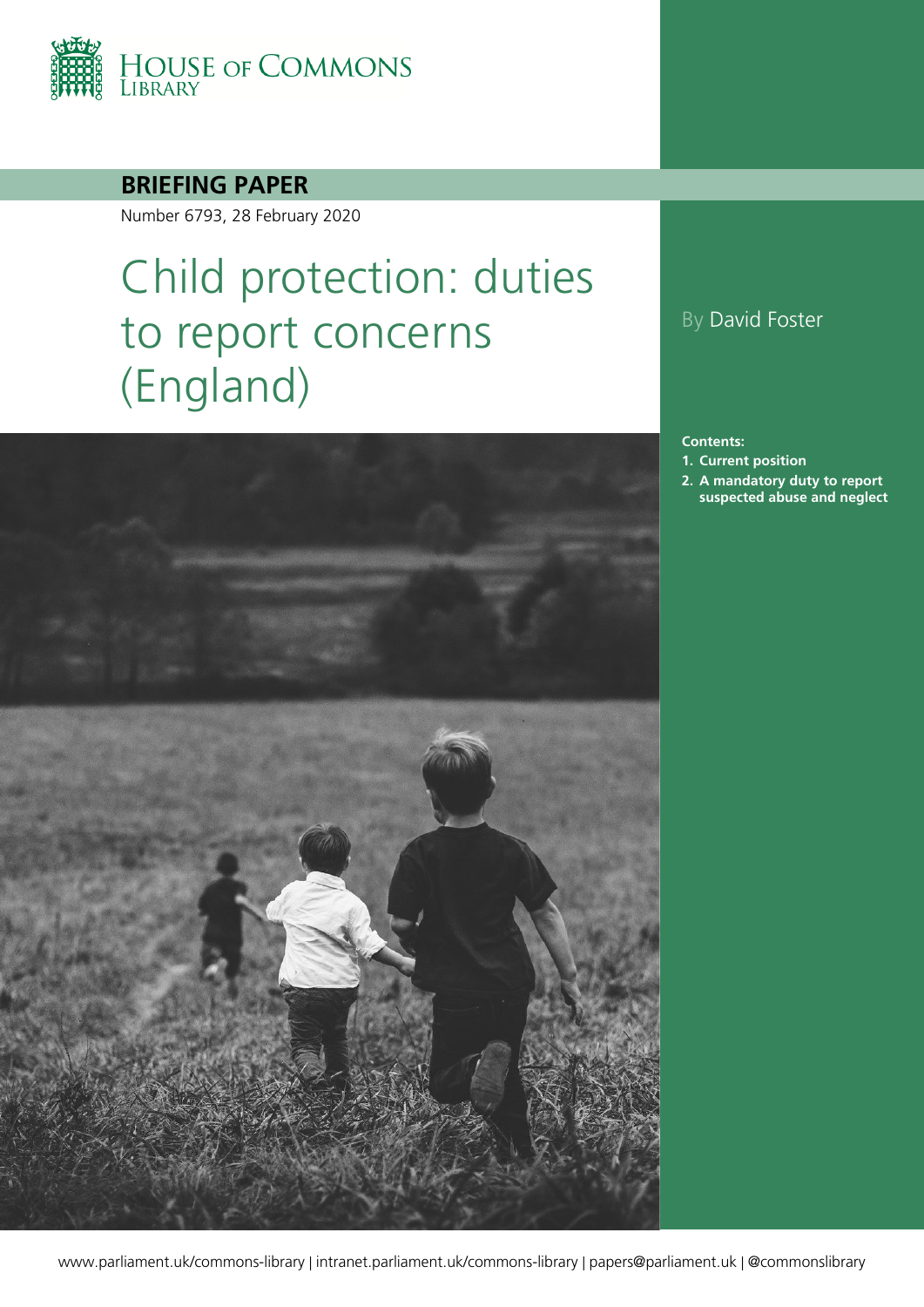HOUSE OF COMMONS LIBRARY

**BRIEFING PAPER**

Number 6793, 28 February 2020

# Child protection: duties to report concerns (England)

By David Foster

**Contents:**

1. Current position
2. A mandatory duty to report suspected abuse and neglect

www.parliament.uk/commons-library | intranet.parliament.uk/commons-library | papers@parliament.uk | @commonslibrary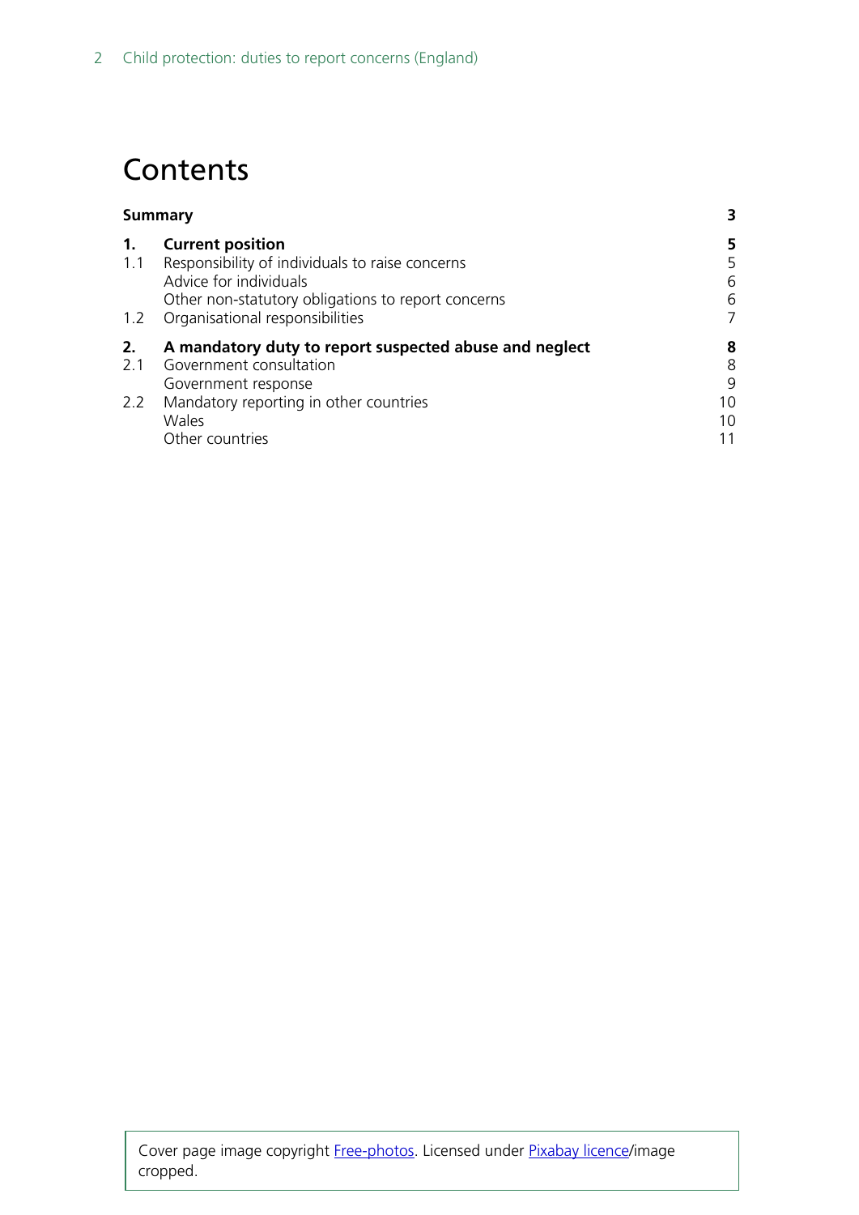# Contents

| | | |
|---|---|---|
| **Summary** | | **3** |
| **1.** | **Current position** | **5** |
| 1.1 | Responsibility of individuals to raise concerns | 5 |
| | Advice for individuals | 6 |
| | Other non-statutory obligations to report concerns | 6 |
| 1.2 | Organisational responsibilities | 7 |
| **2.** | **A mandatory duty to report suspected abuse and neglect** | **8** |
| 2.1 | Government consultation | 8 |
| | Government response | 9 |
| 2.2 | Mandatory reporting in other countries | 10 |
| | Wales | 10 |
| | Other countries | 11 |

Cover page image copyright Free-photos. Licensed under Pixabay licence/image cropped.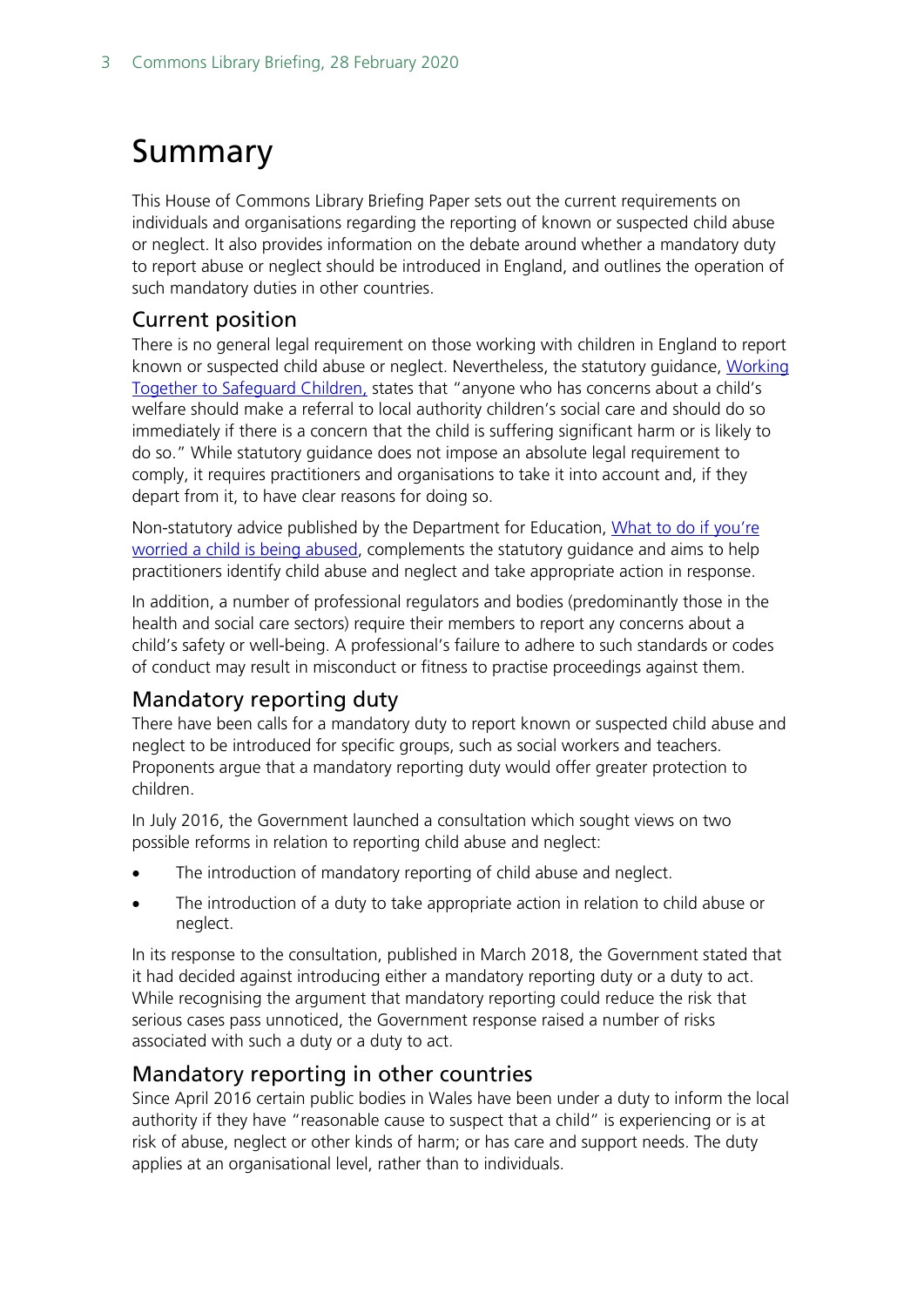# Summary

This House of Commons Library Briefing Paper sets out the current requirements on individuals and organisations regarding the reporting of known or suspected child abuse or neglect. It also provides information on the debate around whether a mandatory duty to report abuse or neglect should be introduced in England, and outlines the operation of such mandatory duties in other countries.

## Current position

There is no general legal requirement on those working with children in England to report known or suspected child abuse or neglect. Nevertheless, the statutory guidance, [Working Together to Safeguard Children,](#) states that "anyone who has concerns about a child's welfare should make a referral to local authority children's social care and should do so immediately if there is a concern that the child is suffering significant harm or is likely to do so." While statutory guidance does not impose an absolute legal requirement to comply, it requires practitioners and organisations to take it into account and, if they depart from it, to have clear reasons for doing so.

Non-statutory advice published by the Department for Education, [What to do if you're worried a child is being abused](#), complements the statutory guidance and aims to help practitioners identify child abuse and neglect and take appropriate action in response.

In addition, a number of professional regulators and bodies (predominantly those in the health and social care sectors) require their members to report any concerns about a child's safety or well-being. A professional's failure to adhere to such standards or codes of conduct may result in misconduct or fitness to practise proceedings against them.

## Mandatory reporting duty

There have been calls for a mandatory duty to report known or suspected child abuse and neglect to be introduced for specific groups, such as social workers and teachers. Proponents argue that a mandatory reporting duty would offer greater protection to children.

In July 2016, the Government launched a consultation which sought views on two possible reforms in relation to reporting child abuse and neglect:

- The introduction of mandatory reporting of child abuse and neglect.
- The introduction of a duty to take appropriate action in relation to child abuse or neglect.

In its response to the consultation, published in March 2018, the Government stated that it had decided against introducing either a mandatory reporting duty or a duty to act. While recognising the argument that mandatory reporting could reduce the risk that serious cases pass unnoticed, the Government response raised a number of risks associated with such a duty or a duty to act.

## Mandatory reporting in other countries

Since April 2016 certain public bodies in Wales have been under a duty to inform the local authority if they have "reasonable cause to suspect that a child" is experiencing or is at risk of abuse, neglect or other kinds of harm; or has care and support needs. The duty applies at an organisational level, rather than to individuals.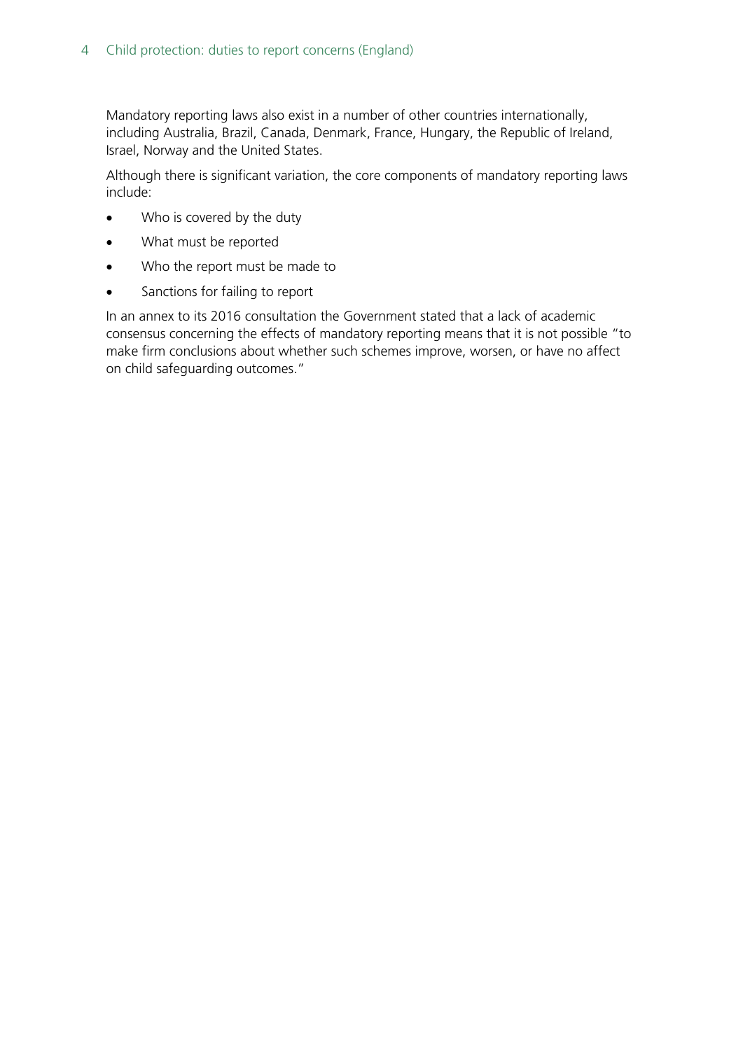Mandatory reporting laws also exist in a number of other countries internationally, including Australia, Brazil, Canada, Denmark, France, Hungary, the Republic of Ireland, Israel, Norway and the United States.

Although there is significant variation, the core components of mandatory reporting laws include:

- Who is covered by the duty
- What must be reported
- Who the report must be made to
- Sanctions for failing to report

In an annex to its 2016 consultation the Government stated that a lack of academic consensus concerning the effects of mandatory reporting means that it is not possible "to make firm conclusions about whether such schemes improve, worsen, or have no affect on child safeguarding outcomes."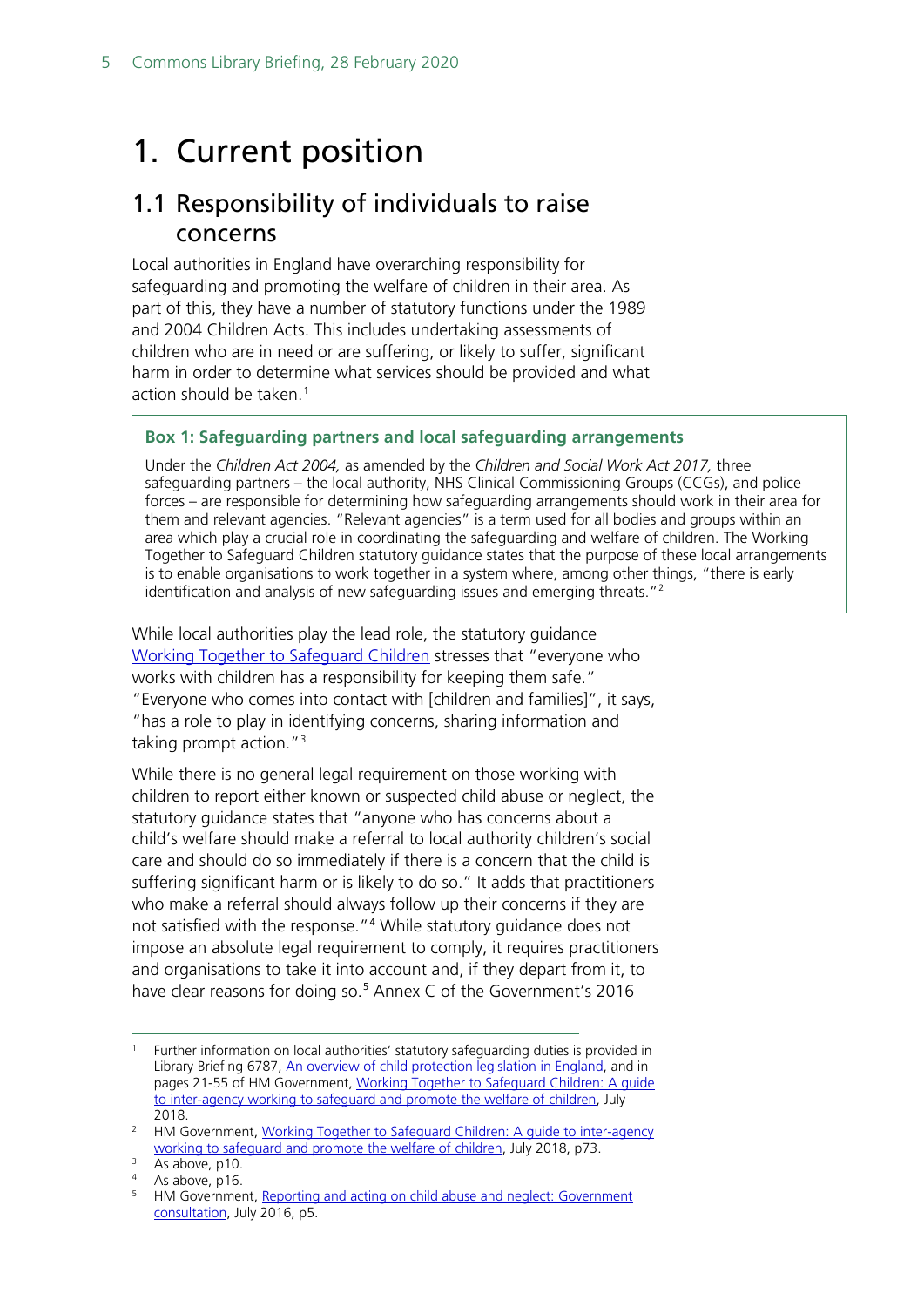# 1. Current position

## 1.1 Responsibility of individuals to raise concerns

Local authorities in England have overarching responsibility for safeguarding and promoting the welfare of children in their area. As part of this, they have a number of statutory functions under the 1989 and 2004 Children Acts. This includes undertaking assessments of children who are in need or are suffering, or likely to suffer, significant harm in order to determine what services should be provided and what action should be taken.[1]

> **Box 1: Safeguarding partners and local safeguarding arrangements**
>
> Under the *Children Act 2004,* as amended by the *Children and Social Work Act 2017,* three safeguarding partners – the local authority, NHS Clinical Commissioning Groups (CCGs), and police forces – are responsible for determining how safeguarding arrangements should work in their area for them and relevant agencies. "Relevant agencies" is a term used for all bodies and groups within an area which play a crucial role in coordinating the safeguarding and welfare of children. The Working Together to Safeguard Children statutory guidance states that the purpose of these local arrangements is to enable organisations to work together in a system where, among other things, "there is early identification and analysis of new safeguarding issues and emerging threats."[2]

While local authorities play the lead role, the statutory guidance Working Together to Safeguard Children stresses that "everyone who works with children has a responsibility for keeping them safe." "Everyone who comes into contact with [children and families]", it says, "has a role to play in identifying concerns, sharing information and taking prompt action."[3]

While there is no general legal requirement on those working with children to report either known or suspected child abuse or neglect, the statutory guidance states that "anyone who has concerns about a child's welfare should make a referral to local authority children's social care and should do so immediately if there is a concern that the child is suffering significant harm or is likely to do so." It adds that practitioners who make a referral should always follow up their concerns if they are not satisfied with the response."[4] While statutory guidance does not impose an absolute legal requirement to comply, it requires practitioners and organisations to take it into account and, if they depart from it, to have clear reasons for doing so.[5] Annex C of the Government's 2016

---

[1] Further information on local authorities' statutory safeguarding duties is provided in Library Briefing 6787, An overview of child protection legislation in England, and in pages 21-55 of HM Government, Working Together to Safeguard Children: A guide to inter-agency working to safeguard and promote the welfare of children, July 2018.

[2] HM Government, Working Together to Safeguard Children: A guide to inter-agency working to safeguard and promote the welfare of children, July 2018, p73.

[3] As above, p10.

[4] As above, p16.

[5] HM Government, Reporting and acting on child abuse and neglect: Government consultation, July 2016, p5.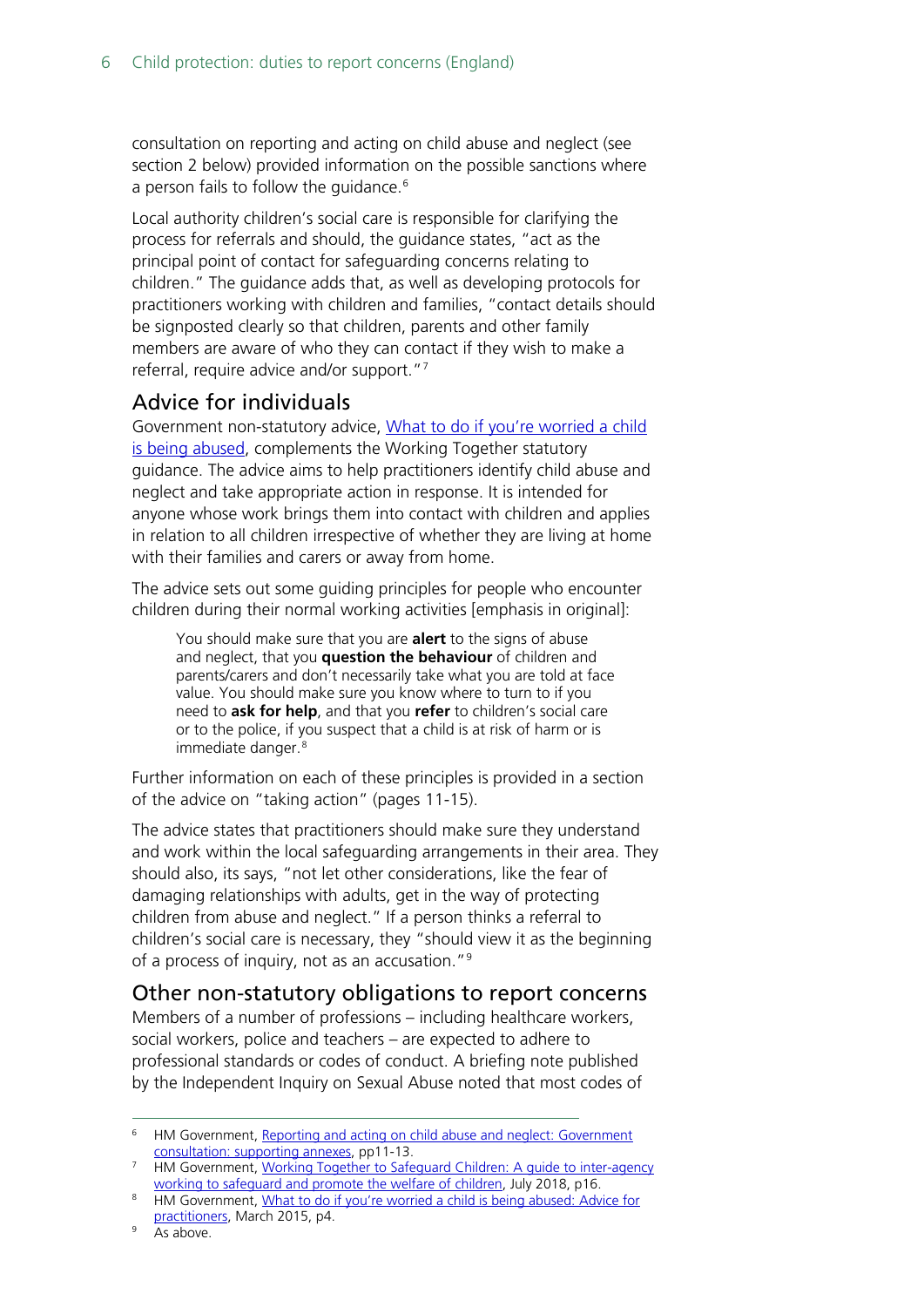consultation on reporting and acting on child abuse and neglect (see section 2 below) provided information on the possible sanctions where a person fails to follow the guidance.[6]

Local authority children's social care is responsible for clarifying the process for referrals and should, the guidance states, "act as the principal point of contact for safeguarding concerns relating to children." The guidance adds that, as well as developing protocols for practitioners working with children and families, "contact details should be signposted clearly so that children, parents and other family members are aware of who they can contact if they wish to make a referral, require advice and/or support."[7]

## Advice for individuals

Government non-statutory advice, What to do if you're worried a child is being abused, complements the Working Together statutory guidance. The advice aims to help practitioners identify child abuse and neglect and take appropriate action in response. It is intended for anyone whose work brings them into contact with children and applies in relation to all children irrespective of whether they are living at home with their families and carers or away from home.

The advice sets out some guiding principles for people who encounter children during their normal working activities [emphasis in original]:

> You should make sure that you are **alert** to the signs of abuse and neglect, that you **question the behaviour** of children and parents/carers and don't necessarily take what you are told at face value. You should make sure you know where to turn to if you need to **ask for help**, and that you **refer** to children's social care or to the police, if you suspect that a child is at risk of harm or is immediate danger.[8]

Further information on each of these principles is provided in a section of the advice on "taking action" (pages 11-15).

The advice states that practitioners should make sure they understand and work within the local safeguarding arrangements in their area. They should also, its says, "not let other considerations, like the fear of damaging relationships with adults, get in the way of protecting children from abuse and neglect." If a person thinks a referral to children's social care is necessary, they "should view it as the beginning of a process of inquiry, not as an accusation."[9]

## Other non-statutory obligations to report concerns

Members of a number of professions – including healthcare workers, social workers, police and teachers – are expected to adhere to professional standards or codes of conduct. A briefing note published by the Independent Inquiry on Sexual Abuse noted that most codes of

---

6 HM Government, Reporting and acting on child abuse and neglect: Government consultation: supporting annexes, pp11-13.

7 HM Government, Working Together to Safeguard Children: A guide to inter-agency working to safeguard and promote the welfare of children, July 2018, p16.

8 HM Government, What to do if you're worried a child is being abused: Advice for practitioners, March 2015, p4.

9 As above.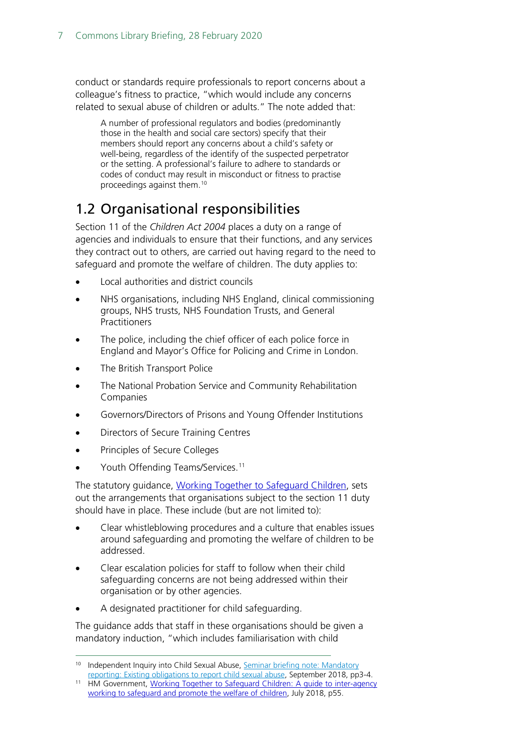conduct or standards require professionals to report concerns about a colleague's fitness to practice, "which would include any concerns related to sexual abuse of children or adults." The note added that:

> A number of professional regulators and bodies (predominantly those in the health and social care sectors) specify that their members should report any concerns about a child's safety or well-being, regardless of the identify of the suspected perpetrator or the setting. A professional's failure to adhere to standards or codes of conduct may result in misconduct or fitness to practise proceedings against them.[10]

## 1.2 Organisational responsibilities

Section 11 of the *Children Act 2004* places a duty on a range of agencies and individuals to ensure that their functions, and any services they contract out to others, are carried out having regard to the need to safeguard and promote the welfare of children. The duty applies to:

- Local authorities and district councils
- NHS organisations, including NHS England, clinical commissioning groups, NHS trusts, NHS Foundation Trusts, and General Practitioners
- The police, including the chief officer of each police force in England and Mayor's Office for Policing and Crime in London.
- The British Transport Police
- The National Probation Service and Community Rehabilitation Companies
- Governors/Directors of Prisons and Young Offender Institutions
- Directors of Secure Training Centres
- Principles of Secure Colleges
- Youth Offending Teams/Services.[11]

The statutory guidance, Working Together to Safeguard Children, sets out the arrangements that organisations subject to the section 11 duty should have in place. These include (but are not limited to):

- Clear whistleblowing procedures and a culture that enables issues around safeguarding and promoting the welfare of children to be addressed.
- Clear escalation policies for staff to follow when their child safeguarding concerns are not being addressed within their organisation or by other agencies.
- A designated practitioner for child safeguarding.

The guidance adds that staff in these organisations should be given a mandatory induction, "which includes familiarisation with child

---

[10] Independent Inquiry into Child Sexual Abuse, Seminar briefing note: Mandatory reporting: Existing obligations to report child sexual abuse, September 2018, pp3-4.

[11] HM Government, Working Together to Safeguard Children: A guide to inter-agency working to safeguard and promote the welfare of children, July 2018, p55.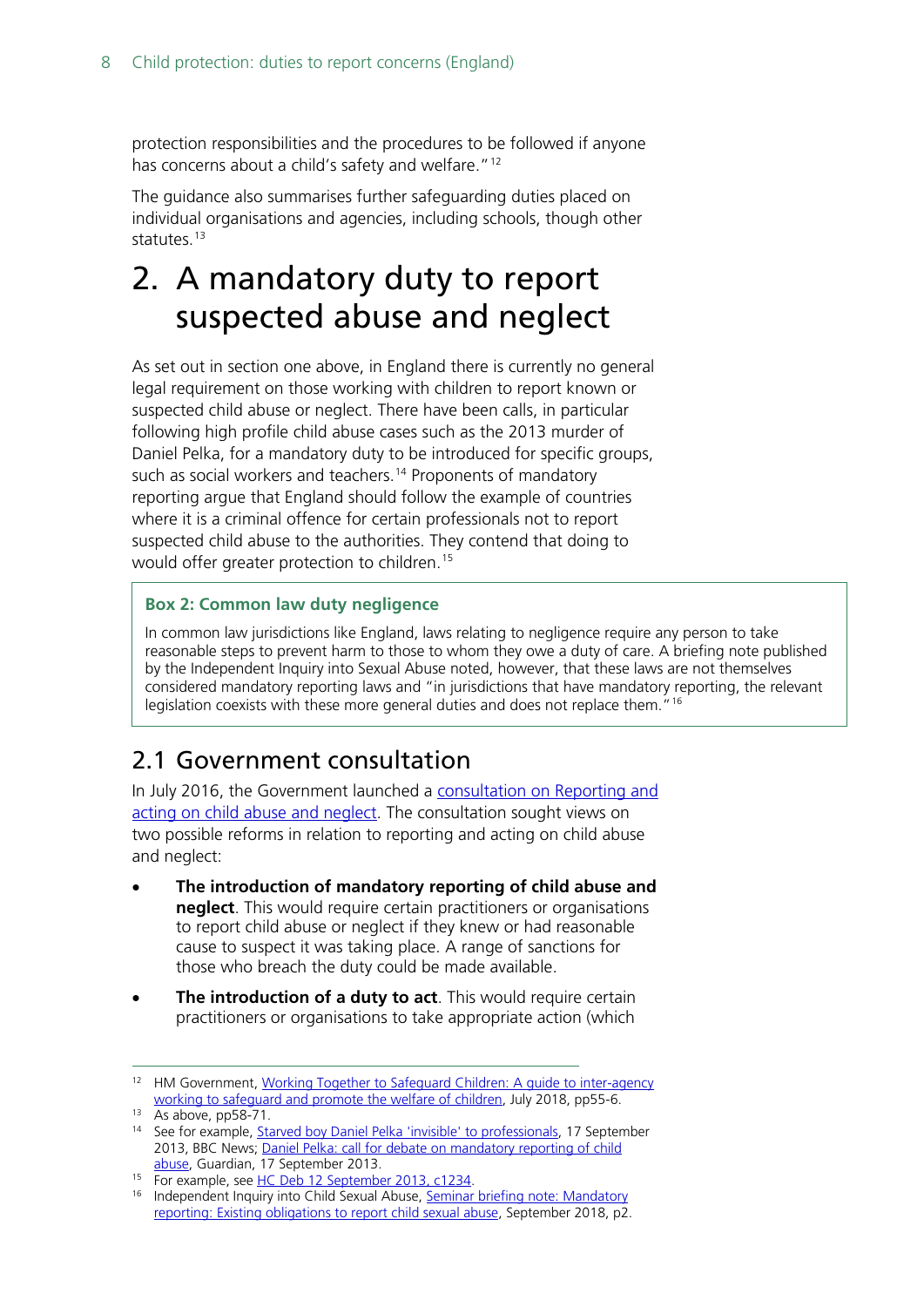protection responsibilities and the procedures to be followed if anyone has concerns about a child's safety and welfare."[12]

The guidance also summarises further safeguarding duties placed on individual organisations and agencies, including schools, though other statutes.[13]

# 2. A mandatory duty to report suspected abuse and neglect

As set out in section one above, in England there is currently no general legal requirement on those working with children to report known or suspected child abuse or neglect. There have been calls, in particular following high profile child abuse cases such as the 2013 murder of Daniel Pelka, for a mandatory duty to be introduced for specific groups, such as social workers and teachers.[14] Proponents of mandatory reporting argue that England should follow the example of countries where it is a criminal offence for certain professionals not to report suspected child abuse to the authorities. They contend that doing to would offer greater protection to children.[15]

> **Box 2: Common law duty negligence**
>
> In common law jurisdictions like England, laws relating to negligence require any person to take reasonable steps to prevent harm to those to whom they owe a duty of care. A briefing note published by the Independent Inquiry into Sexual Abuse noted, however, that these laws are not themselves considered mandatory reporting laws and "in jurisdictions that have mandatory reporting, the relevant legislation coexists with these more general duties and does not replace them."[16]

## 2.1 Government consultation

In July 2016, the Government launched a consultation on Reporting and acting on child abuse and neglect. The consultation sought views on two possible reforms in relation to reporting and acting on child abuse and neglect:

- **The introduction of mandatory reporting of child abuse and neglect**. This would require certain practitioners or organisations to report child abuse or neglect if they knew or had reasonable cause to suspect it was taking place. A range of sanctions for those who breach the duty could be made available.
- **The introduction of a duty to act**. This would require certain practitioners or organisations to take appropriate action (which

---

[12] HM Government, Working Together to Safeguard Children: A guide to inter-agency working to safeguard and promote the welfare of children, July 2018, pp55-6.

[13] As above, pp58-71.

[14] See for example, Starved boy Daniel Pelka 'invisible' to professionals, 17 September 2013, BBC News; Daniel Pelka: call for debate on mandatory reporting of child abuse, Guardian, 17 September 2013.

[15] For example, see HC Deb 12 September 2013, c1234.

[16] Independent Inquiry into Child Sexual Abuse, Seminar briefing note: Mandatory reporting: Existing obligations to report child sexual abuse, September 2018, p2.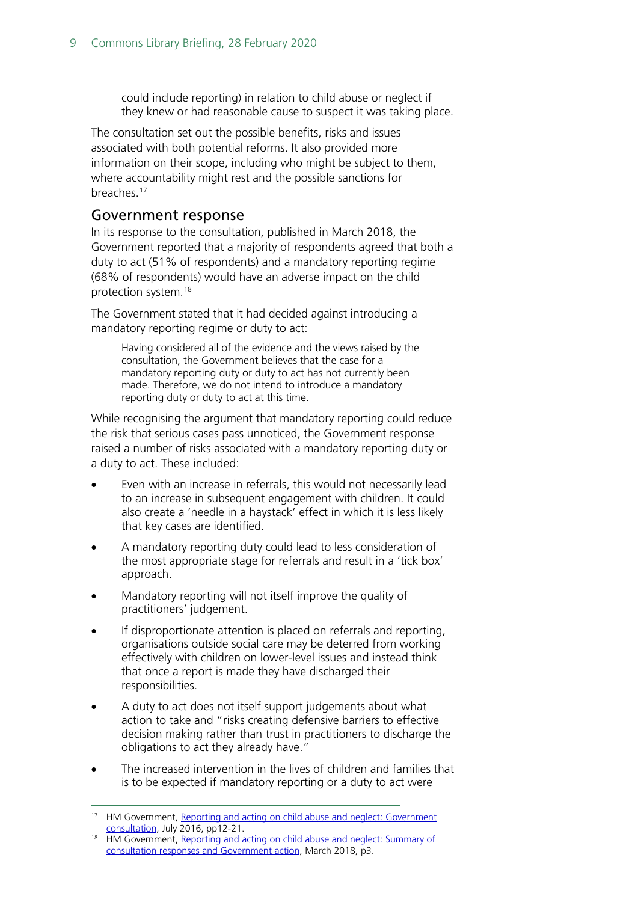> could include reporting) in relation to child abuse or neglect if they knew or had reasonable cause to suspect it was taking place.

The consultation set out the possible benefits, risks and issues associated with both potential reforms. It also provided more information on their scope, including who might be subject to them, where accountability might rest and the possible sanctions for breaches.[17]

## Government response

In its response to the consultation, published in March 2018, the Government reported that a majority of respondents agreed that both a duty to act (51% of respondents) and a mandatory reporting regime (68% of respondents) would have an adverse impact on the child protection system.[18]

The Government stated that it had decided against introducing a mandatory reporting regime or duty to act:

> Having considered all of the evidence and the views raised by the consultation, the Government believes that the case for a mandatory reporting duty or duty to act has not currently been made. Therefore, we do not intend to introduce a mandatory reporting duty or duty to act at this time.

While recognising the argument that mandatory reporting could reduce the risk that serious cases pass unnoticed, the Government response raised a number of risks associated with a mandatory reporting duty or a duty to act. These included:

- Even with an increase in referrals, this would not necessarily lead to an increase in subsequent engagement with children. It could also create a 'needle in a haystack' effect in which it is less likely that key cases are identified.
- A mandatory reporting duty could lead to less consideration of the most appropriate stage for referrals and result in a 'tick box' approach.
- Mandatory reporting will not itself improve the quality of practitioners' judgement.
- If disproportionate attention is placed on referrals and reporting, organisations outside social care may be deterred from working effectively with children on lower-level issues and instead think that once a report is made they have discharged their responsibilities.
- A duty to act does not itself support judgements about what action to take and "risks creating defensive barriers to effective decision making rather than trust in practitioners to discharge the obligations to act they already have."
- The increased intervention in the lives of children and families that is to be expected if mandatory reporting or a duty to act were

---

[17] HM Government, Reporting and acting on child abuse and neglect: Government consultation, July 2016, pp12-21.

[18] HM Government, Reporting and acting on child abuse and neglect: Summary of consultation responses and Government action, March 2018, p3.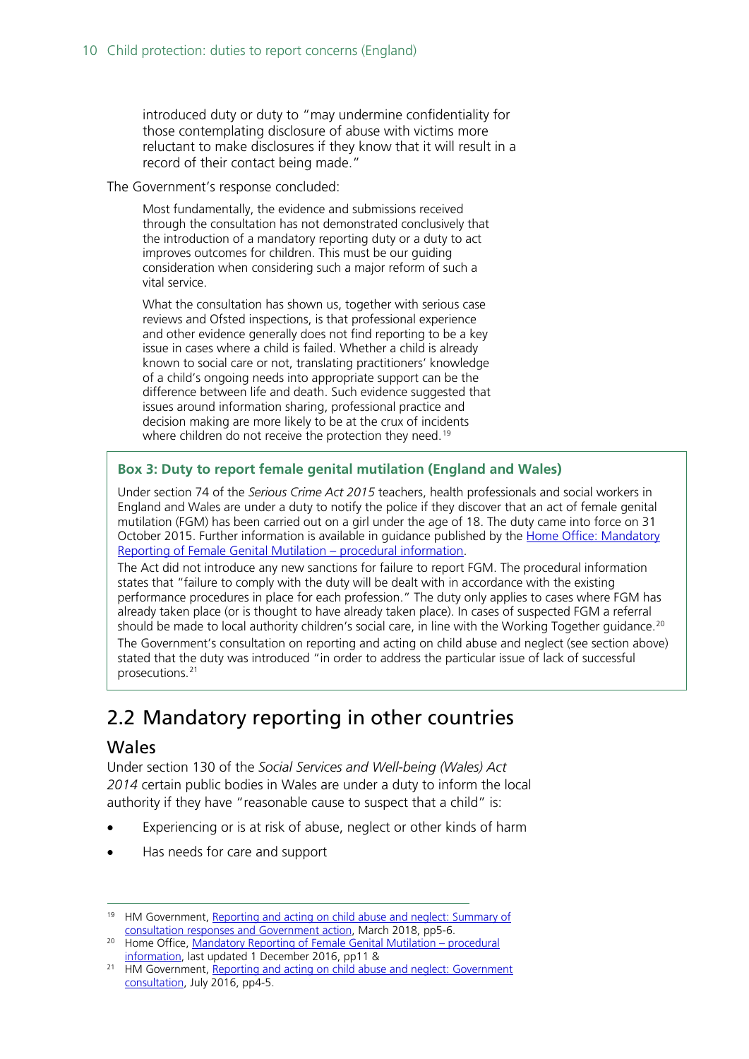> introduced duty or duty to "may undermine confidentiality for those contemplating disclosure of abuse with victims more reluctant to make disclosures if they know that it will result in a record of their contact being made."

The Government's response concluded:

> Most fundamentally, the evidence and submissions received through the consultation has not demonstrated conclusively that the introduction of a mandatory reporting duty or a duty to act improves outcomes for children. This must be our guiding consideration when considering such a major reform of such a vital service.
>
> What the consultation has shown us, together with serious case reviews and Ofsted inspections, is that professional experience and other evidence generally does not find reporting to be a key issue in cases where a child is failed. Whether a child is already known to social care or not, translating practitioners' knowledge of a child's ongoing needs into appropriate support can be the difference between life and death. Such evidence suggested that issues around information sharing, professional practice and decision making are more likely to be at the crux of incidents where children do not receive the protection they need.[19]

**Box 3: Duty to report female genital mutilation (England and Wales)**

Under section 74 of the *Serious Crime Act 2015* teachers, health professionals and social workers in England and Wales are under a duty to notify the police if they discover that an act of female genital mutilation (FGM) has been carried out on a girl under the age of 18. The duty came into force on 31 October 2015. Further information is available in guidance published by the Home Office: Mandatory Reporting of Female Genital Mutilation – procedural information.

The Act did not introduce any new sanctions for failure to report FGM. The procedural information states that "failure to comply with the duty will be dealt with in accordance with the existing performance procedures in place for each profession." The duty only applies to cases where FGM has already taken place (or is thought to have already taken place). In cases of suspected FGM a referral should be made to local authority children's social care, in line with the Working Together guidance.[20]

The Government's consultation on reporting and acting on child abuse and neglect (see section above) stated that the duty was introduced "in order to address the particular issue of lack of successful prosecutions.[21]

## 2.2 Mandatory reporting in other countries

### Wales

Under section 130 of the *Social Services and Well-being (Wales) Act 2014* certain public bodies in Wales are under a duty to inform the local authority if they have "reasonable cause to suspect that a child" is:

- Experiencing or is at risk of abuse, neglect or other kinds of harm
- Has needs for care and support

---

[19] HM Government, Reporting and acting on child abuse and neglect: Summary of consultation responses and Government action, March 2018, pp5-6.

[20] Home Office, Mandatory Reporting of Female Genital Mutilation – procedural information, last updated 1 December 2016, pp11 &

[21] HM Government, Reporting and acting on child abuse and neglect: Government consultation, July 2016, pp4-5.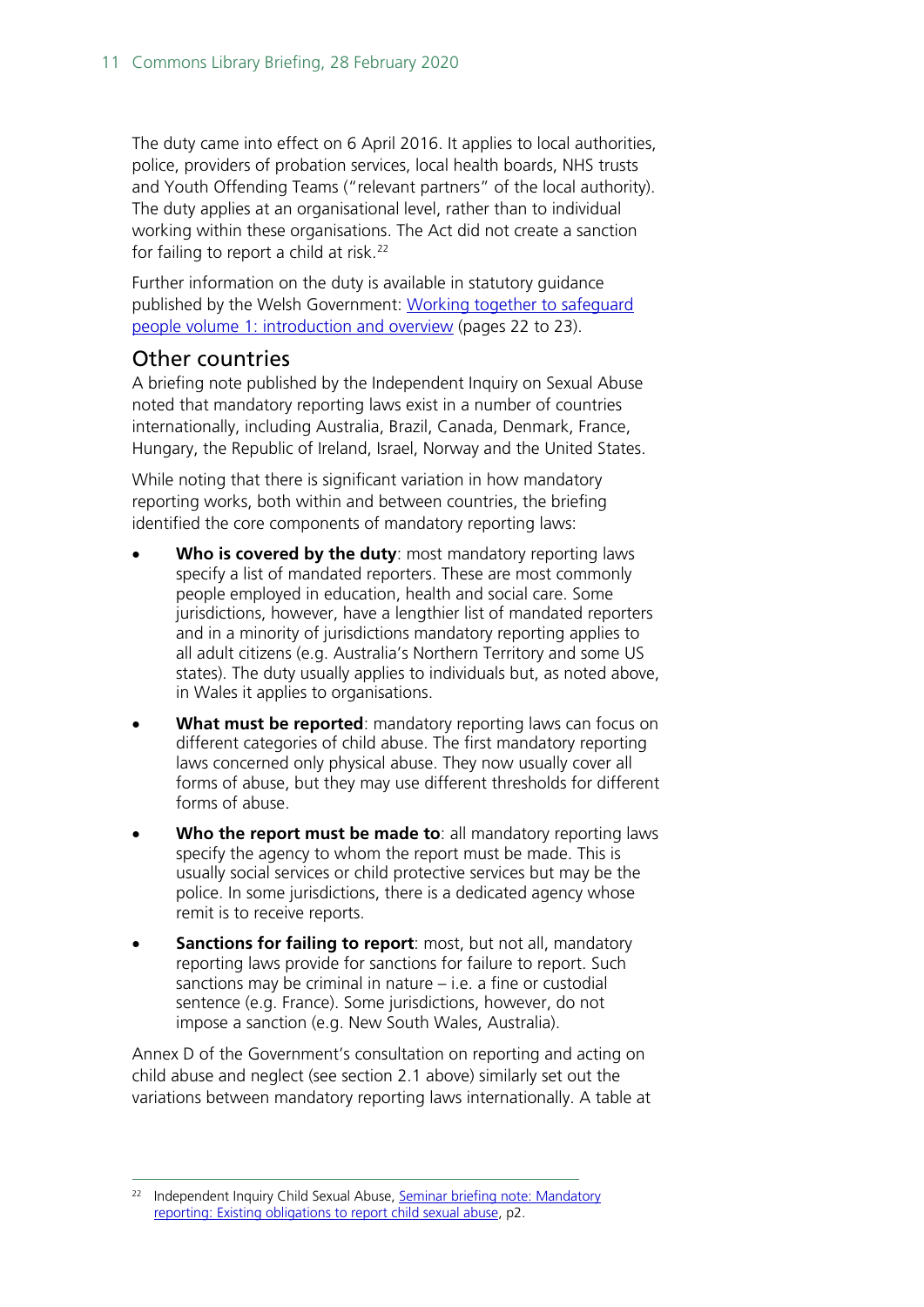The duty came into effect on 6 April 2016. It applies to local authorities, police, providers of probation services, local health boards, NHS trusts and Youth Offending Teams ("relevant partners" of the local authority). The duty applies at an organisational level, rather than to individual working within these organisations. The Act did not create a sanction for failing to report a child at risk.[22]

Further information on the duty is available in statutory guidance published by the Welsh Government: [Working together to safeguard people volume 1: introduction and overview](#) (pages 22 to 23).

## Other countries

A briefing note published by the Independent Inquiry on Sexual Abuse noted that mandatory reporting laws exist in a number of countries internationally, including Australia, Brazil, Canada, Denmark, France, Hungary, the Republic of Ireland, Israel, Norway and the United States.

While noting that there is significant variation in how mandatory reporting works, both within and between countries, the briefing identified the core components of mandatory reporting laws:

- **Who is covered by the duty**: most mandatory reporting laws specify a list of mandated reporters. These are most commonly people employed in education, health and social care. Some jurisdictions, however, have a lengthier list of mandated reporters and in a minority of jurisdictions mandatory reporting applies to all adult citizens (e.g. Australia's Northern Territory and some US states). The duty usually applies to individuals but, as noted above, in Wales it applies to organisations.
- **What must be reported**: mandatory reporting laws can focus on different categories of child abuse. The first mandatory reporting laws concerned only physical abuse. They now usually cover all forms of abuse, but they may use different thresholds for different forms of abuse.
- **Who the report must be made to**: all mandatory reporting laws specify the agency to whom the report must be made. This is usually social services or child protective services but may be the police. In some jurisdictions, there is a dedicated agency whose remit is to receive reports.
- **Sanctions for failing to report**: most, but not all, mandatory reporting laws provide for sanctions for failure to report. Such sanctions may be criminal in nature – i.e. a fine or custodial sentence (e.g. France). Some jurisdictions, however, do not impose a sanction (e.g. New South Wales, Australia).

Annex D of the Government's consultation on reporting and acting on child abuse and neglect (see section 2.1 above) similarly set out the variations between mandatory reporting laws internationally. A table at

---

[22] Independent Inquiry Child Sexual Abuse, [Seminar briefing note: Mandatory reporting: Existing obligations to report child sexual abuse](#), p2.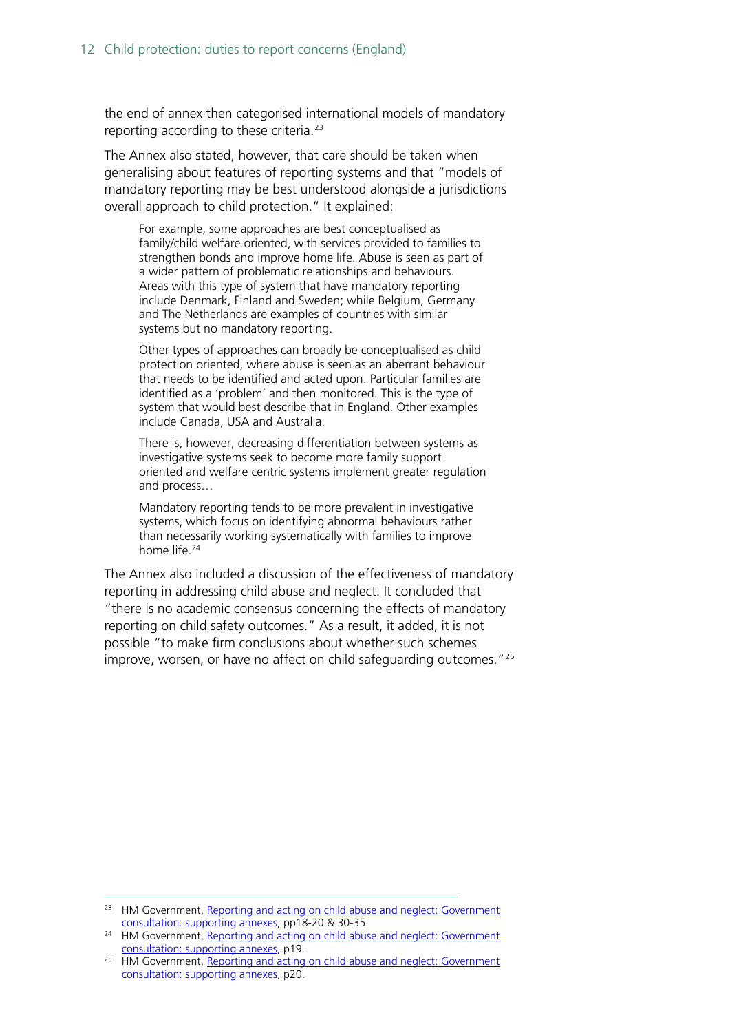the end of annex then categorised international models of mandatory reporting according to these criteria.[23]

The Annex also stated, however, that care should be taken when generalising about features of reporting systems and that "models of mandatory reporting may be best understood alongside a jurisdictions overall approach to child protection." It explained:

> For example, some approaches are best conceptualised as family/child welfare oriented, with services provided to families to strengthen bonds and improve home life. Abuse is seen as part of a wider pattern of problematic relationships and behaviours. Areas with this type of system that have mandatory reporting include Denmark, Finland and Sweden; while Belgium, Germany and The Netherlands are examples of countries with similar systems but no mandatory reporting.
>
> Other types of approaches can broadly be conceptualised as child protection oriented, where abuse is seen as an aberrant behaviour that needs to be identified and acted upon. Particular families are identified as a 'problem' and then monitored. This is the type of system that would best describe that in England. Other examples include Canada, USA and Australia.
>
> There is, however, decreasing differentiation between systems as investigative systems seek to become more family support oriented and welfare centric systems implement greater regulation and process…
>
> Mandatory reporting tends to be more prevalent in investigative systems, which focus on identifying abnormal behaviours rather than necessarily working systematically with families to improve home life.[24]

The Annex also included a discussion of the effectiveness of mandatory reporting in addressing child abuse and neglect. It concluded that "there is no academic consensus concerning the effects of mandatory reporting on child safety outcomes." As a result, it added, it is not possible "to make firm conclusions about whether such schemes improve, worsen, or have no affect on child safeguarding outcomes."[25]

---

[23] HM Government, Reporting and acting on child abuse and neglect: Government consultation: supporting annexes, pp18-20 & 30-35.

[24] HM Government, Reporting and acting on child abuse and neglect: Government consultation: supporting annexes, p19.

[25] HM Government, Reporting and acting on child abuse and neglect: Government consultation: supporting annexes, p20.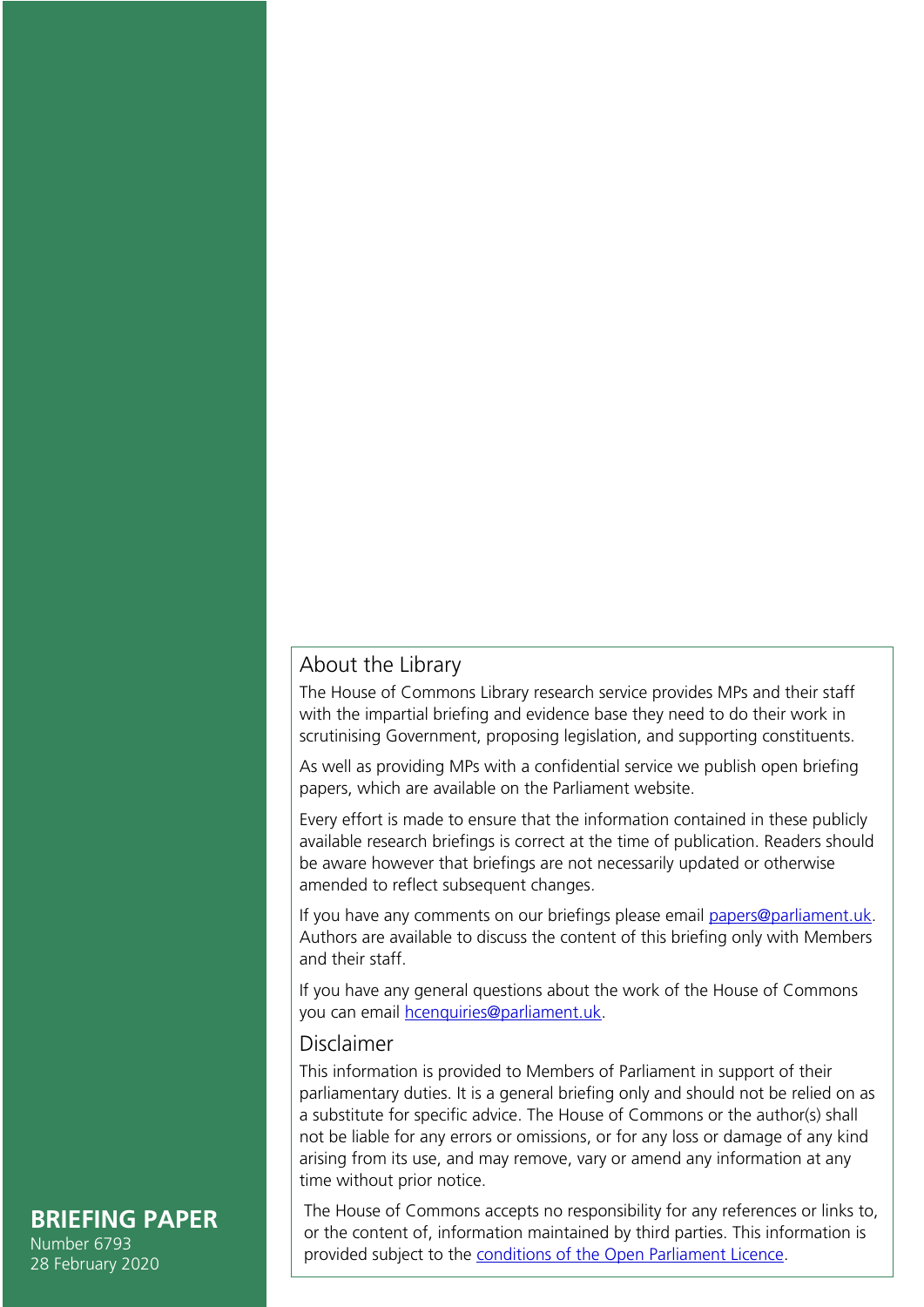## About the Library

The House of Commons Library research service provides MPs and their staff with the impartial briefing and evidence base they need to do their work in scrutinising Government, proposing legislation, and supporting constituents.

As well as providing MPs with a confidential service we publish open briefing papers, which are available on the Parliament website.

Every effort is made to ensure that the information contained in these publicly available research briefings is correct at the time of publication. Readers should be aware however that briefings are not necessarily updated or otherwise amended to reflect subsequent changes.

If you have any comments on our briefings please email papers@parliament.uk. Authors are available to discuss the content of this briefing only with Members and their staff.

If you have any general questions about the work of the House of Commons you can email hcenquiries@parliament.uk.

## Disclaimer

This information is provided to Members of Parliament in support of their parliamentary duties. It is a general briefing only and should not be relied on as a substitute for specific advice. The House of Commons or the author(s) shall not be liable for any errors or omissions, or for any loss or damage of any kind arising from its use, and may remove, vary or amend any information at any time without prior notice.

The House of Commons accepts no responsibility for any references or links to, or the content of, information maintained by third parties. This information is provided subject to the conditions of the Open Parliament Licence.

**BRIEFING PAPER**
Number 6793
28 February 2020